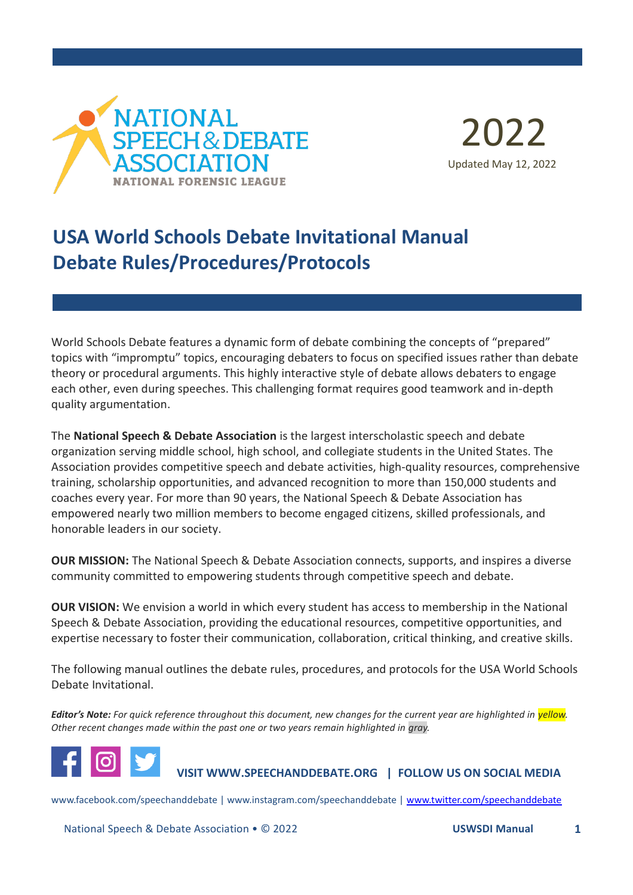NATIONAL SPEECH & DEBATE ASSOCIATION
NATIONAL FORENSIC LEAGUE

2022

Updated May 12, 2022

# USA World Schools Debate Invitational Manual
# Debate Rules/Procedures/Protocols

World Schools Debate features a dynamic form of debate combining the concepts of "prepared" topics with "impromptu" topics, encouraging debaters to focus on specified issues rather than debate theory or procedural arguments. This highly interactive style of debate allows debaters to engage each other, even during speeches. This challenging format requires good teamwork and in-depth quality argumentation.

The **National Speech & Debate Association** is the largest interscholastic speech and debate organization serving middle school, high school, and collegiate students in the United States. The Association provides competitive speech and debate activities, high-quality resources, comprehensive training, scholarship opportunities, and advanced recognition to more than 150,000 students and coaches every year. For more than 90 years, the National Speech & Debate Association has empowered nearly two million members to become engaged citizens, skilled professionals, and honorable leaders in our society.

**OUR MISSION:** The National Speech & Debate Association connects, supports, and inspires a diverse community committed to empowering students through competitive speech and debate.

**OUR VISION:** We envision a world in which every student has access to membership in the National Speech & Debate Association, providing the educational resources, competitive opportunities, and expertise necessary to foster their communication, collaboration, critical thinking, and creative skills.

The following manual outlines the debate rules, procedures, and protocols for the USA World Schools Debate Invitational.

***Editor's Note:*** *For quick reference throughout this document, new changes for the current year are highlighted in yellow. Other recent changes made within the past one or two years remain highlighted in gray.*

**VISIT WWW.SPEECHANDDEBATE.ORG | FOLLOW US ON SOCIAL MEDIA**

www.facebook.com/speechanddebate | www.instagram.com/speechanddebate | www.twitter.com/speechanddebate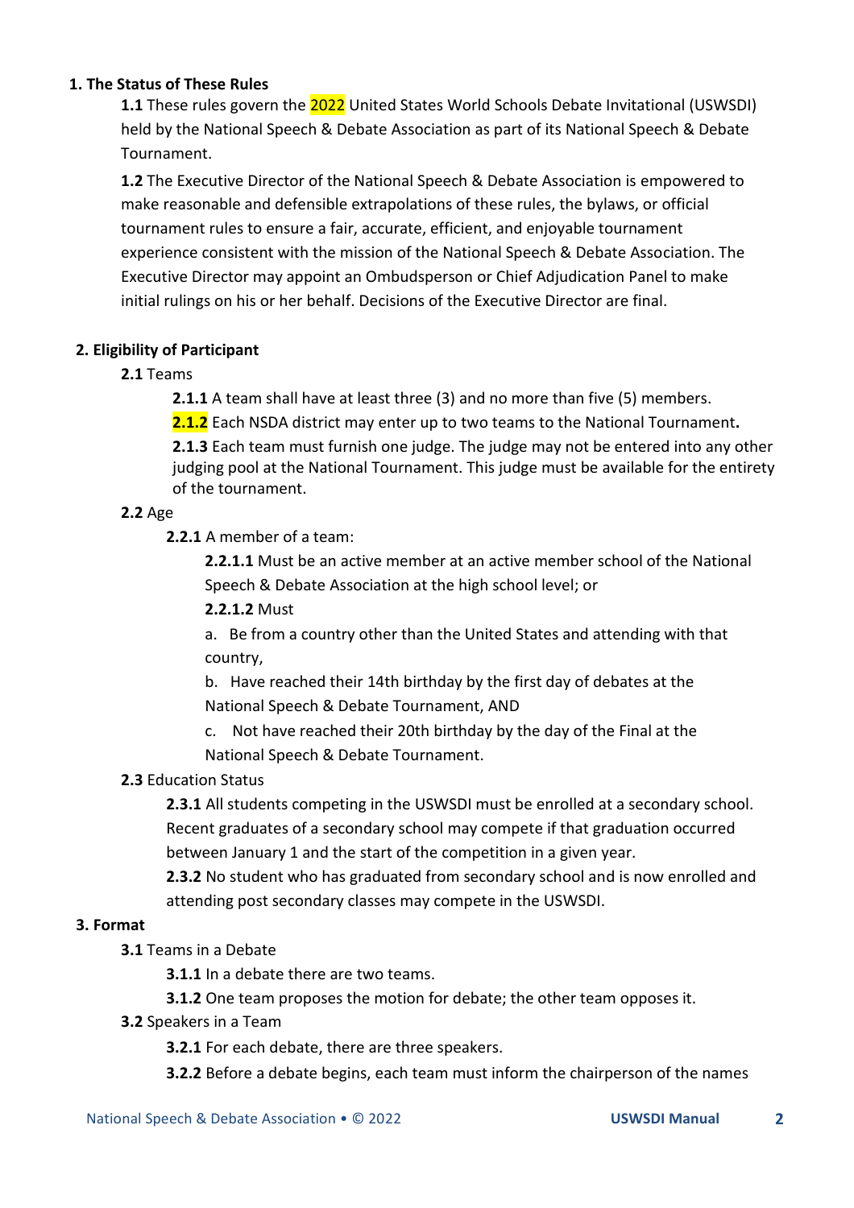## 1. The Status of These Rules

**1.1** These rules govern the 2022 United States World Schools Debate Invitational (USWSDI) held by the National Speech & Debate Association as part of its National Speech & Debate Tournament.

**1.2** The Executive Director of the National Speech & Debate Association is empowered to make reasonable and defensible extrapolations of these rules, the bylaws, or official tournament rules to ensure a fair, accurate, efficient, and enjoyable tournament experience consistent with the mission of the National Speech & Debate Association. The Executive Director may appoint an Ombudsperson or Chief Adjudication Panel to make initial rulings on his or her behalf. Decisions of the Executive Director are final.

## 2. Eligibility of Participant

**2.1** Teams

**2.1.1** A team shall have at least three (3) and no more than five (5) members.

**2.1.2** Each NSDA district may enter up to two teams to the National Tournament**.**

**2.1.3** Each team must furnish one judge. The judge may not be entered into any other judging pool at the National Tournament. This judge must be available for the entirety of the tournament.

**2.2** Age

**2.2.1** A member of a team:

**2.2.1.1** Must be an active member at an active member school of the National Speech & Debate Association at the high school level; or

**2.2.1.2** Must

a. Be from a country other than the United States and attending with that country,

b. Have reached their 14th birthday by the first day of debates at the National Speech & Debate Tournament, AND

c. Not have reached their 20th birthday by the day of the Final at the National Speech & Debate Tournament.

**2.3** Education Status

**2.3.1** All students competing in the USWSDI must be enrolled at a secondary school. Recent graduates of a secondary school may compete if that graduation occurred between January 1 and the start of the competition in a given year.

**2.3.2** No student who has graduated from secondary school and is now enrolled and attending post secondary classes may compete in the USWSDI.

## 3. Format

**3.1** Teams in a Debate

**3.1.1** In a debate there are two teams.

**3.1.2** One team proposes the motion for debate; the other team opposes it.

**3.2** Speakers in a Team

**3.2.1** For each debate, there are three speakers.

**3.2.2** Before a debate begins, each team must inform the chairperson of the names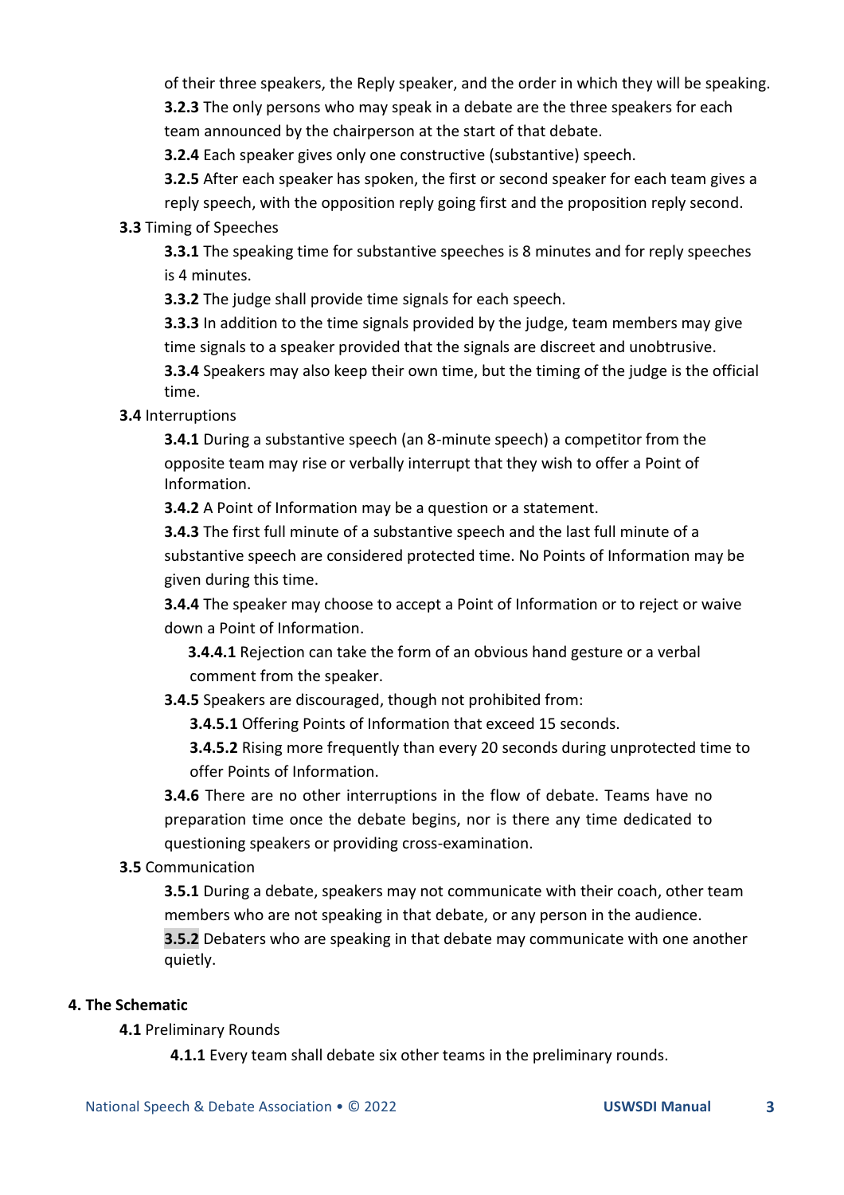of their three speakers, the Reply speaker, and the order in which they will be speaking.

**3.2.3** The only persons who may speak in a debate are the three speakers for each team announced by the chairperson at the start of that debate.

**3.2.4** Each speaker gives only one constructive (substantive) speech.

**3.2.5** After each speaker has spoken, the first or second speaker for each team gives a reply speech, with the opposition reply going first and the proposition reply second.

**3.3** Timing of Speeches

**3.3.1** The speaking time for substantive speeches is 8 minutes and for reply speeches is 4 minutes.

**3.3.2** The judge shall provide time signals for each speech.

**3.3.3** In addition to the time signals provided by the judge, team members may give time signals to a speaker provided that the signals are discreet and unobtrusive.

**3.3.4** Speakers may also keep their own time, but the timing of the judge is the official time.

**3.4** Interruptions

**3.4.1** During a substantive speech (an 8-minute speech) a competitor from the opposite team may rise or verbally interrupt that they wish to offer a Point of Information.

**3.4.2** A Point of Information may be a question or a statement.

**3.4.3** The first full minute of a substantive speech and the last full minute of a substantive speech are considered protected time. No Points of Information may be given during this time.

**3.4.4** The speaker may choose to accept a Point of Information or to reject or waive down a Point of Information.

**3.4.4.1** Rejection can take the form of an obvious hand gesture or a verbal comment from the speaker.

**3.4.5** Speakers are discouraged, though not prohibited from:

**3.4.5.1** Offering Points of Information that exceed 15 seconds.

**3.4.5.2** Rising more frequently than every 20 seconds during unprotected time to offer Points of Information.

**3.4.6** There are no other interruptions in the flow of debate. Teams have no preparation time once the debate begins, nor is there any time dedicated to questioning speakers or providing cross-examination.

**3.5** Communication

**3.5.1** During a debate, speakers may not communicate with their coach, other team members who are not speaking in that debate, or any person in the audience.

**3.5.2** Debaters who are speaking in that debate may communicate with one another quietly.

## 4. The Schematic

**4.1** Preliminary Rounds

**4.1.1** Every team shall debate six other teams in the preliminary rounds.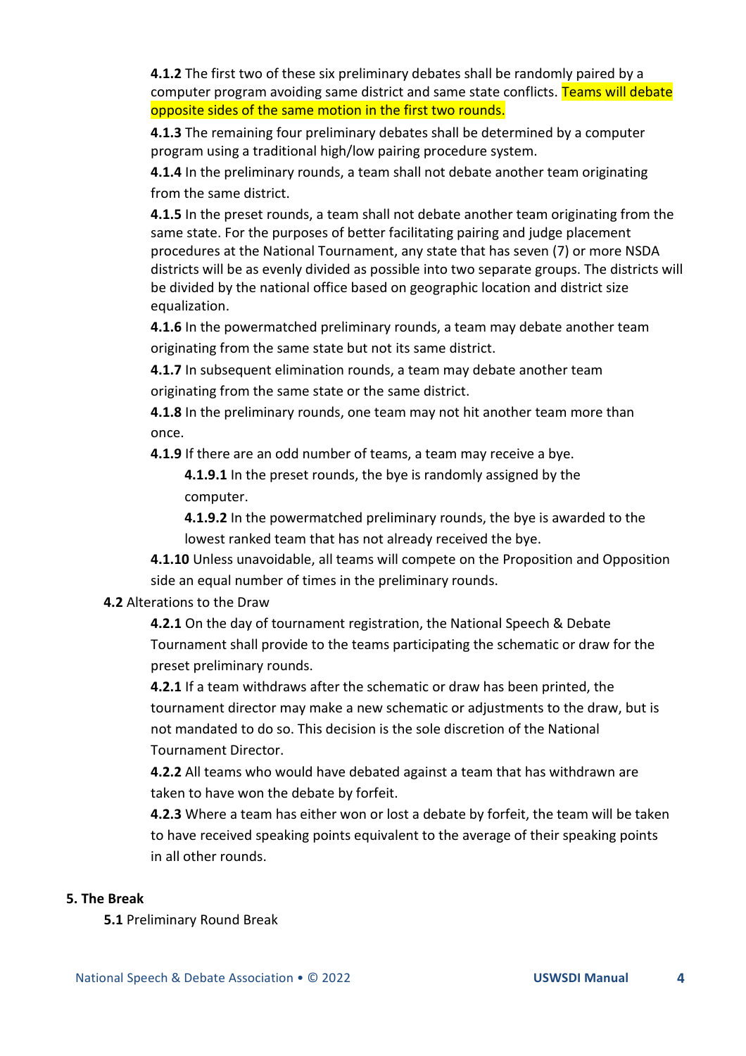**4.1.2** The first two of these six preliminary debates shall be randomly paired by a computer program avoiding same district and same state conflicts. Teams will debate opposite sides of the same motion in the first two rounds.

**4.1.3** The remaining four preliminary debates shall be determined by a computer program using a traditional high/low pairing procedure system.

**4.1.4** In the preliminary rounds, a team shall not debate another team originating from the same district.

**4.1.5** In the preset rounds, a team shall not debate another team originating from the same state. For the purposes of better facilitating pairing and judge placement procedures at the National Tournament, any state that has seven (7) or more NSDA districts will be as evenly divided as possible into two separate groups. The districts will be divided by the national office based on geographic location and district size equalization.

**4.1.6** In the powermatched preliminary rounds, a team may debate another team originating from the same state but not its same district.

**4.1.7** In subsequent elimination rounds, a team may debate another team originating from the same state or the same district.

**4.1.8** In the preliminary rounds, one team may not hit another team more than once.

**4.1.9** If there are an odd number of teams, a team may receive a bye.

**4.1.9.1** In the preset rounds, the bye is randomly assigned by the computer.

**4.1.9.2** In the powermatched preliminary rounds, the bye is awarded to the lowest ranked team that has not already received the bye.

**4.1.10** Unless unavoidable, all teams will compete on the Proposition and Opposition side an equal number of times in the preliminary rounds.

**4.2** Alterations to the Draw

**4.2.1** On the day of tournament registration, the National Speech & Debate Tournament shall provide to the teams participating the schematic or draw for the preset preliminary rounds.

**4.2.1** If a team withdraws after the schematic or draw has been printed, the tournament director may make a new schematic or adjustments to the draw, but is not mandated to do so. This decision is the sole discretion of the National Tournament Director.

**4.2.2** All teams who would have debated against a team that has withdrawn are taken to have won the debate by forfeit.

**4.2.3** Where a team has either won or lost a debate by forfeit, the team will be taken to have received speaking points equivalent to the average of their speaking points in all other rounds.

## 5. The Break

**5.1** Preliminary Round Break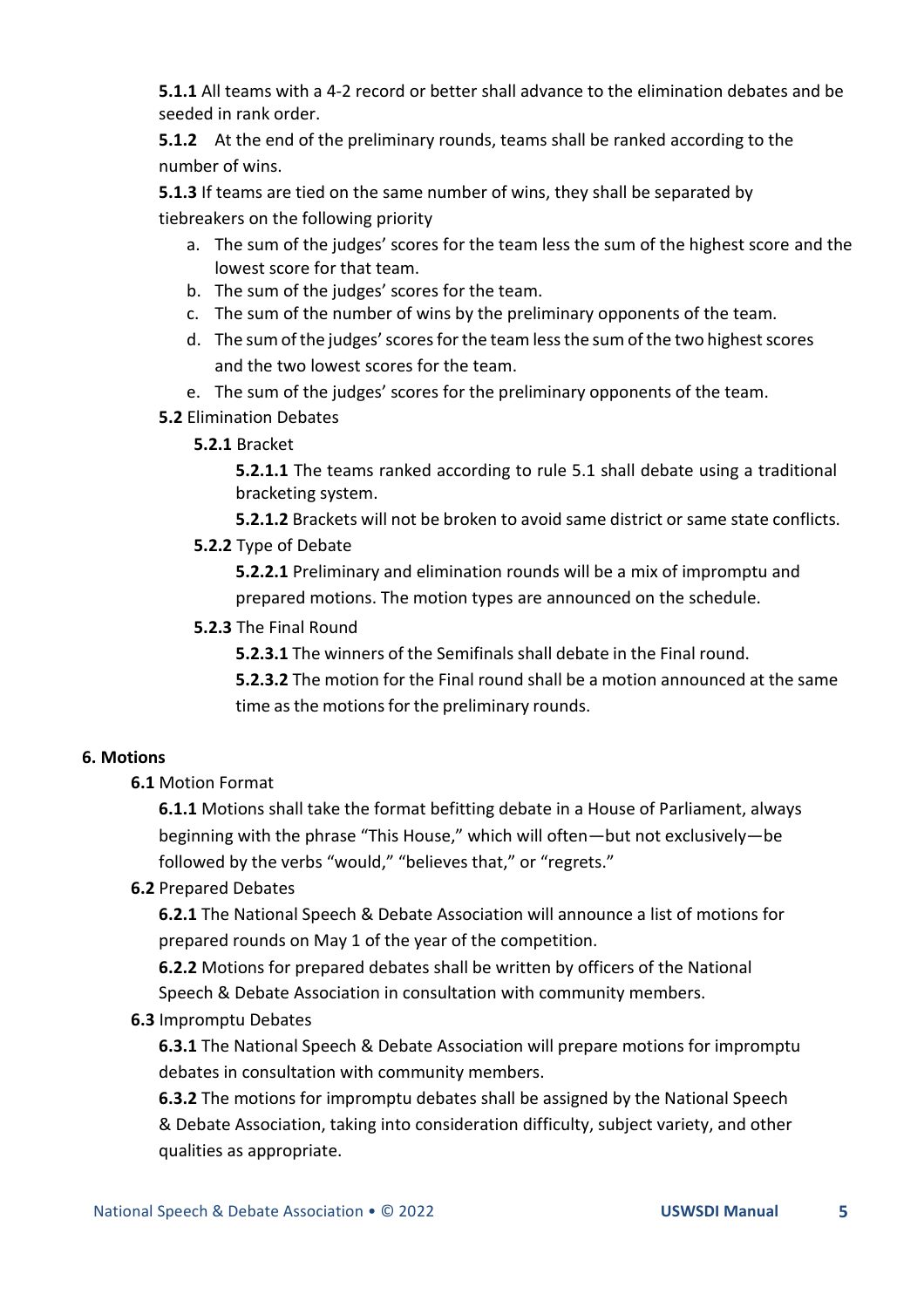**5.1.1** All teams with a 4-2 record or better shall advance to the elimination debates and be seeded in rank order.

**5.1.2** At the end of the preliminary rounds, teams shall be ranked according to the number of wins.

**5.1.3** If teams are tied on the same number of wins, they shall be separated by tiebreakers on the following priority

a. The sum of the judges' scores for the team less the sum of the highest score and the lowest score for that team.
b. The sum of the judges' scores for the team.
c. The sum of the number of wins by the preliminary opponents of the team.
d. The sum of the judges' scores for the team less the sum of the two highest scores and the two lowest scores for the team.
e. The sum of the judges' scores for the preliminary opponents of the team.

**5.2** Elimination Debates

**5.2.1** Bracket

**5.2.1.1** The teams ranked according to rule 5.1 shall debate using a traditional bracketing system.

**5.2.1.2** Brackets will not be broken to avoid same district or same state conflicts.

**5.2.2** Type of Debate

**5.2.2.1** Preliminary and elimination rounds will be a mix of impromptu and prepared motions. The motion types are announced on the schedule.

**5.2.3** The Final Round

**5.2.3.1** The winners of the Semifinals shall debate in the Final round.

**5.2.3.2** The motion for the Final round shall be a motion announced at the same time as the motions for the preliminary rounds.

## 6. Motions

**6.1** Motion Format

**6.1.1** Motions shall take the format befitting debate in a House of Parliament, always beginning with the phrase "This House," which will often—but not exclusively—be followed by the verbs "would," "believes that," or "regrets."

**6.2** Prepared Debates

**6.2.1** The National Speech & Debate Association will announce a list of motions for prepared rounds on May 1 of the year of the competition.

**6.2.2** Motions for prepared debates shall be written by officers of the National Speech & Debate Association in consultation with community members.

**6.3** Impromptu Debates

**6.3.1** The National Speech & Debate Association will prepare motions for impromptu debates in consultation with community members.

**6.3.2** The motions for impromptu debates shall be assigned by the National Speech & Debate Association, taking into consideration difficulty, subject variety, and other qualities as appropriate.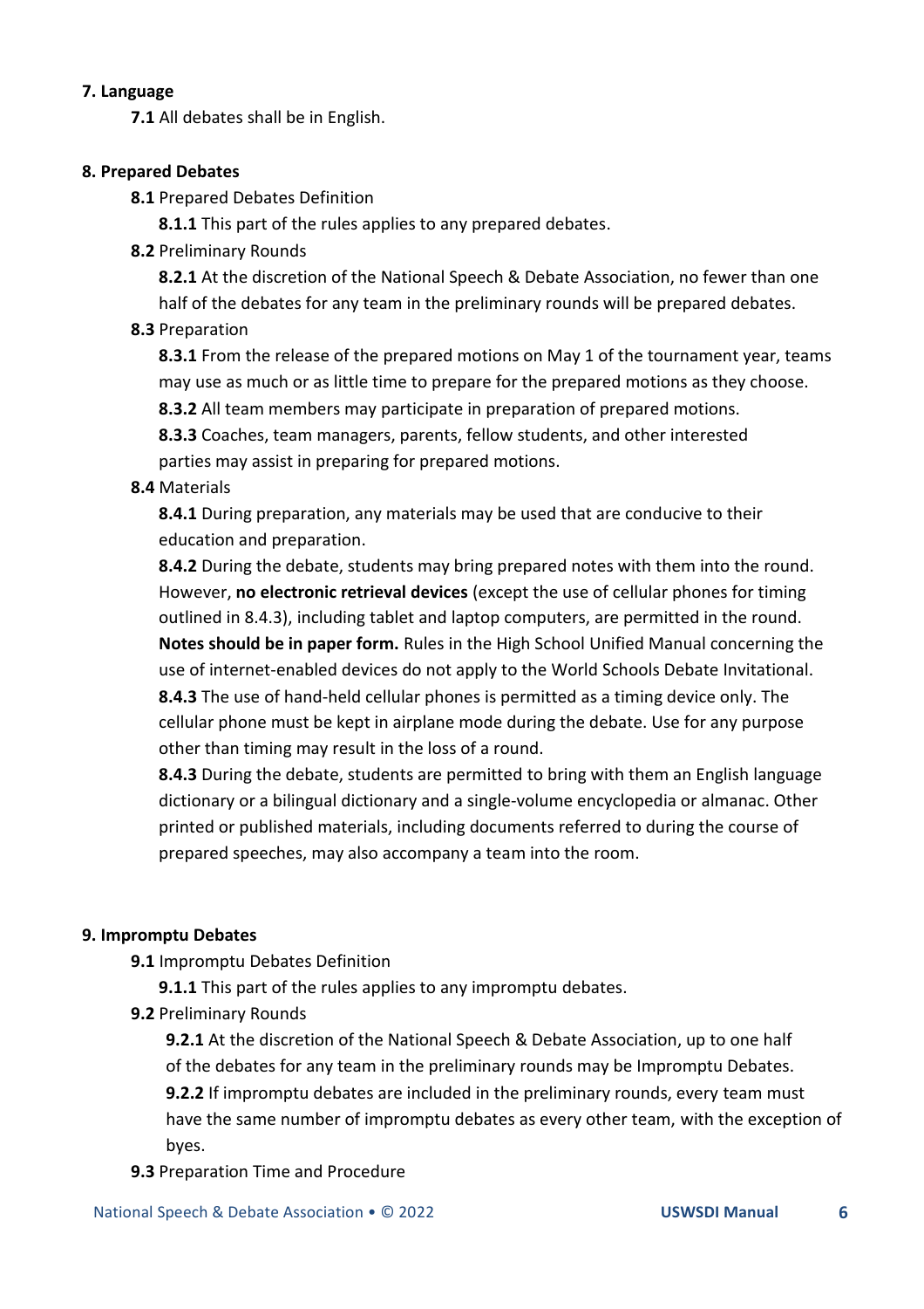**7. Language**

**7.1** All debates shall be in English.

**8. Prepared Debates**

**8.1** Prepared Debates Definition

**8.1.1** This part of the rules applies to any prepared debates.

**8.2** Preliminary Rounds

**8.2.1** At the discretion of the National Speech & Debate Association, no fewer than one half of the debates for any team in the preliminary rounds will be prepared debates.

**8.3** Preparation

**8.3.1** From the release of the prepared motions on May 1 of the tournament year, teams may use as much or as little time to prepare for the prepared motions as they choose.

**8.3.2** All team members may participate in preparation of prepared motions.

**8.3.3** Coaches, team managers, parents, fellow students, and other interested parties may assist in preparing for prepared motions.

**8.4** Materials

**8.4.1** During preparation, any materials may be used that are conducive to their education and preparation.

**8.4.2** During the debate, students may bring prepared notes with them into the round. However, **no electronic retrieval devices** (except the use of cellular phones for timing outlined in 8.4.3), including tablet and laptop computers, are permitted in the round. **Notes should be in paper form.** Rules in the High School Unified Manual concerning the use of internet-enabled devices do not apply to the World Schools Debate Invitational.

**8.4.3** The use of hand-held cellular phones is permitted as a timing device only. The cellular phone must be kept in airplane mode during the debate. Use for any purpose other than timing may result in the loss of a round.

**8.4.3** During the debate, students are permitted to bring with them an English language dictionary or a bilingual dictionary and a single-volume encyclopedia or almanac. Other printed or published materials, including documents referred to during the course of prepared speeches, may also accompany a team into the room.

**9. Impromptu Debates**

**9.1** Impromptu Debates Definition

**9.1.1** This part of the rules applies to any impromptu debates.

**9.2** Preliminary Rounds

**9.2.1** At the discretion of the National Speech & Debate Association, up to one half of the debates for any team in the preliminary rounds may be Impromptu Debates.

**9.2.2** If impromptu debates are included in the preliminary rounds, every team must have the same number of impromptu debates as every other team, with the exception of byes.

**9.3** Preparation Time and Procedure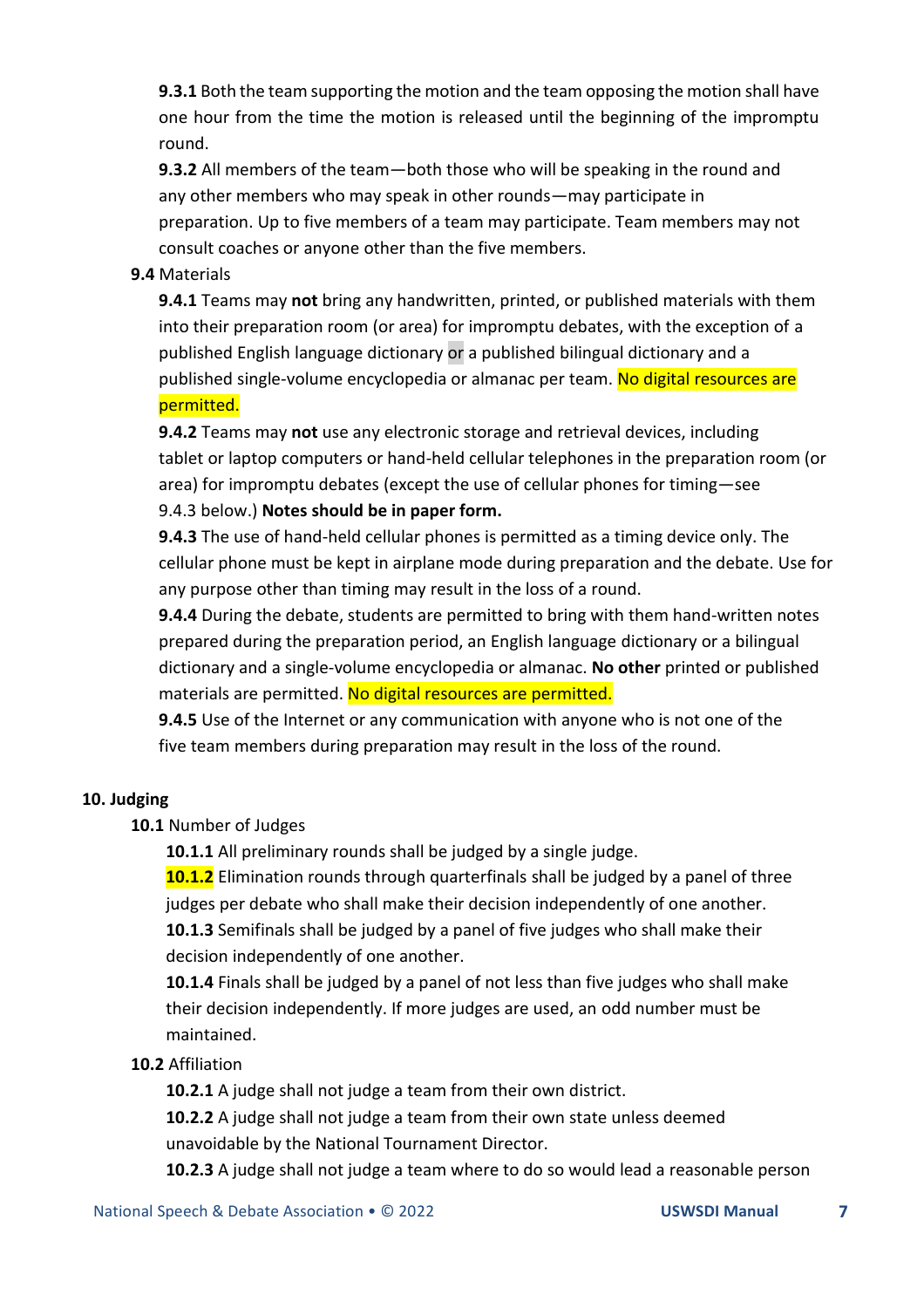**9.3.1** Both the team supporting the motion and the team opposing the motion shall have one hour from the time the motion is released until the beginning of the impromptu round.

**9.3.2** All members of the team—both those who will be speaking in the round and any other members who may speak in other rounds—may participate in preparation. Up to five members of a team may participate. Team members may not consult coaches or anyone other than the five members.

**9.4** Materials

**9.4.1** Teams may **not** bring any handwritten, printed, or published materials with them into their preparation room (or area) for impromptu debates, with the exception of a published English language dictionary or a published bilingual dictionary and a published single-volume encyclopedia or almanac per team. No digital resources are permitted.

**9.4.2** Teams may **not** use any electronic storage and retrieval devices, including tablet or laptop computers or hand-held cellular telephones in the preparation room (or area) for impromptu debates (except the use of cellular phones for timing—see 9.4.3 below.) **Notes should be in paper form.**

**9.4.3** The use of hand-held cellular phones is permitted as a timing device only. The cellular phone must be kept in airplane mode during preparation and the debate. Use for any purpose other than timing may result in the loss of a round.

**9.4.4** During the debate, students are permitted to bring with them hand-written notes prepared during the preparation period, an English language dictionary or a bilingual dictionary and a single-volume encyclopedia or almanac. **No other** printed or published materials are permitted. No digital resources are permitted.

**9.4.5** Use of the Internet or any communication with anyone who is not one of the five team members during preparation may result in the loss of the round.

**10. Judging**

**10.1** Number of Judges

**10.1.1** All preliminary rounds shall be judged by a single judge.

**10.1.2** Elimination rounds through quarterfinals shall be judged by a panel of three judges per debate who shall make their decision independently of one another.

**10.1.3** Semifinals shall be judged by a panel of five judges who shall make their decision independently of one another.

**10.1.4** Finals shall be judged by a panel of not less than five judges who shall make their decision independently. If more judges are used, an odd number must be maintained.

**10.2** Affiliation

**10.2.1** A judge shall not judge a team from their own district.

**10.2.2** A judge shall not judge a team from their own state unless deemed unavoidable by the National Tournament Director.

**10.2.3** A judge shall not judge a team where to do so would lead a reasonable person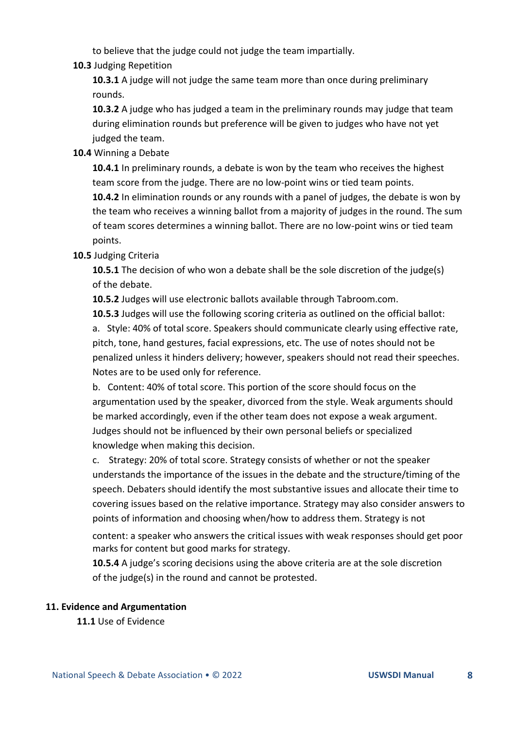to believe that the judge could not judge the team impartially.

**10.3** Judging Repetition

**10.3.1** A judge will not judge the same team more than once during preliminary rounds.

**10.3.2** A judge who has judged a team in the preliminary rounds may judge that team during elimination rounds but preference will be given to judges who have not yet judged the team.

**10.4** Winning a Debate

**10.4.1** In preliminary rounds, a debate is won by the team who receives the highest team score from the judge. There are no low-point wins or tied team points.

**10.4.2** In elimination rounds or any rounds with a panel of judges, the debate is won by the team who receives a winning ballot from a majority of judges in the round. The sum of team scores determines a winning ballot. There are no low-point wins or tied team points.

**10.5** Judging Criteria

**10.5.1** The decision of who won a debate shall be the sole discretion of the judge(s) of the debate.

**10.5.2** Judges will use electronic ballots available through Tabroom.com.

**10.5.3** Judges will use the following scoring criteria as outlined on the official ballot:

a. Style: 40% of total score. Speakers should communicate clearly using effective rate, pitch, tone, hand gestures, facial expressions, etc. The use of notes should not be penalized unless it hinders delivery; however, speakers should not read their speeches. Notes are to be used only for reference.

b. Content: 40% of total score. This portion of the score should focus on the argumentation used by the speaker, divorced from the style. Weak arguments should be marked accordingly, even if the other team does not expose a weak argument. Judges should not be influenced by their own personal beliefs or specialized knowledge when making this decision.

c. Strategy: 20% of total score. Strategy consists of whether or not the speaker understands the importance of the issues in the debate and the structure/timing of the speech. Debaters should identify the most substantive issues and allocate their time to covering issues based on the relative importance. Strategy may also consider answers to points of information and choosing when/how to address them. Strategy is not content: a speaker who answers the critical issues with weak responses should get poor marks for content but good marks for strategy.

**10.5.4** A judge's scoring decisions using the above criteria are at the sole discretion of the judge(s) in the round and cannot be protested.

## 11. Evidence and Argumentation

**11.1** Use of Evidence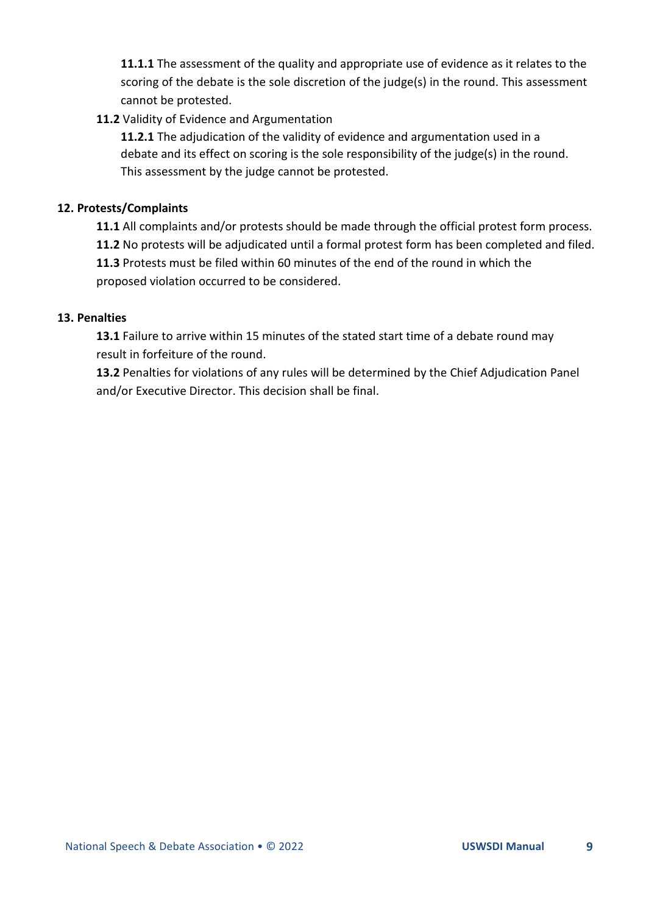**11.1.1** The assessment of the quality and appropriate use of evidence as it relates to the scoring of the debate is the sole discretion of the judge(s) in the round. This assessment cannot be protested.

**11.2** Validity of Evidence and Argumentation

**11.2.1** The adjudication of the validity of evidence and argumentation used in a debate and its effect on scoring is the sole responsibility of the judge(s) in the round. This assessment by the judge cannot be protested.

## 12. Protests/Complaints

**11.1** All complaints and/or protests should be made through the official protest form process.

**11.2** No protests will be adjudicated until a formal protest form has been completed and filed.

**11.3** Protests must be filed within 60 minutes of the end of the round in which the proposed violation occurred to be considered.

## 13. Penalties

**13.1** Failure to arrive within 15 minutes of the stated start time of a debate round may result in forfeiture of the round.

**13.2** Penalties for violations of any rules will be determined by the Chief Adjudication Panel and/or Executive Director. This decision shall be final.